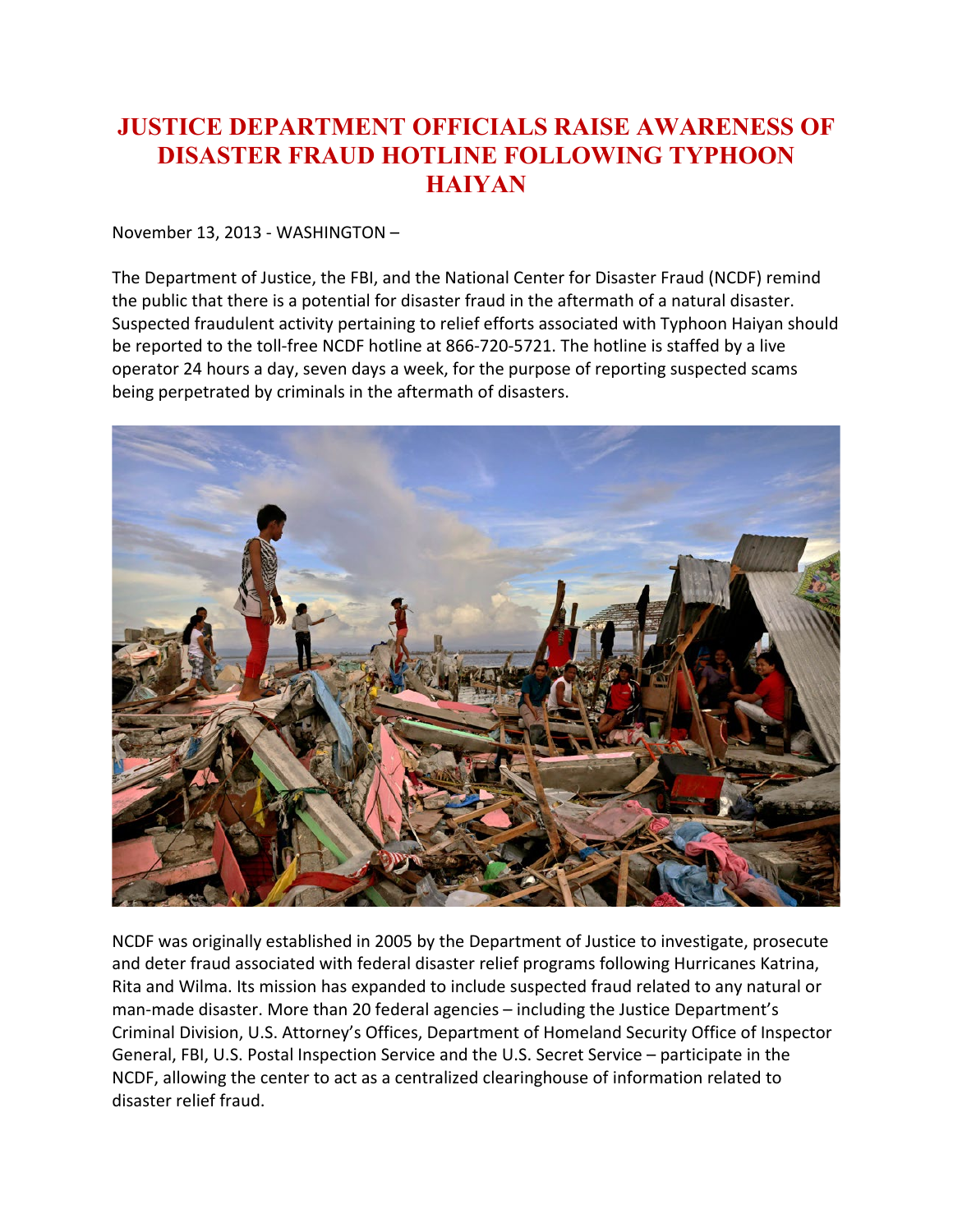# JUSTICE DEPARTMENT OFFICIALS RAISE AWARENESS OF DISASTER FRAUD HOTLINE FOLLOWING TYPHOON HAIYAN

November 13, 2013 - WASHINGTON –

The Department of Justice, the FBI, and the National Center for Disaster Fraud (NCDF) remind the public that there is a potential for disaster fraud in the aftermath of a natural disaster. Suspected fraudulent activity pertaining to relief efforts associated with Typhoon Haiyan should be reported to the toll-free NCDF hotline at 866-720-5721. The hotline is staffed by a live operator 24 hours a day, seven days a week, for the purpose of reporting suspected scams being perpetrated by criminals in the aftermath of disasters.

NCDF was originally established in 2005 by the Department of Justice to investigate, prosecute and deter fraud associated with federal disaster relief programs following Hurricanes Katrina, Rita and Wilma. Its mission has expanded to include suspected fraud related to any natural or man-made disaster. More than 20 federal agencies – including the Justice Department's Criminal Division, U.S. Attorney's Offices, Department of Homeland Security Office of Inspector General, FBI, U.S. Postal Inspection Service and the U.S. Secret Service – participate in the NCDF, allowing the center to act as a centralized clearinghouse of information related to disaster relief fraud.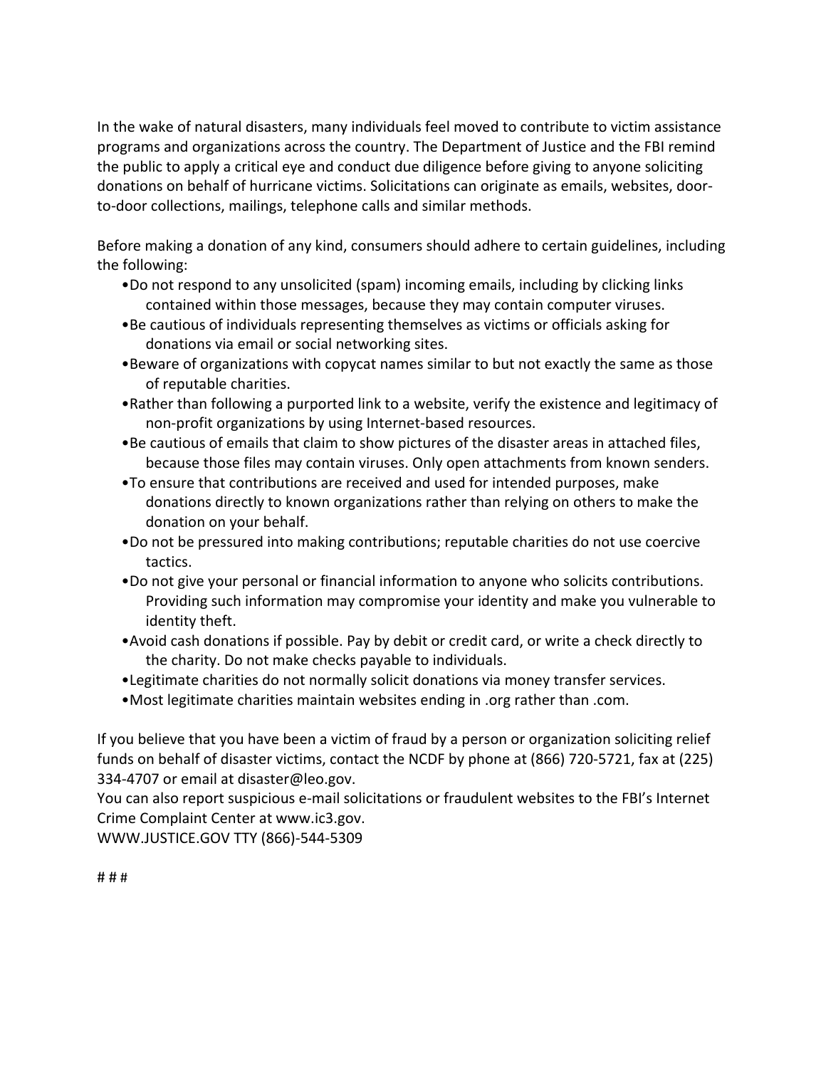In the wake of natural disasters, many individuals feel moved to contribute to victim assistance programs and organizations across the country. The Department of Justice and the FBI remind the public to apply a critical eye and conduct due diligence before giving to anyone soliciting donations on behalf of hurricane victims. Solicitations can originate as emails, websites, door-to-door collections, mailings, telephone calls and similar methods.

Before making a donation of any kind, consumers should adhere to certain guidelines, including the following:

- Do not respond to any unsolicited (spam) incoming emails, including by clicking links contained within those messages, because they may contain computer viruses.
- Be cautious of individuals representing themselves as victims or officials asking for donations via email or social networking sites.
- Beware of organizations with copycat names similar to but not exactly the same as those of reputable charities.
- Rather than following a purported link to a website, verify the existence and legitimacy of non-profit organizations by using Internet-based resources.
- Be cautious of emails that claim to show pictures of the disaster areas in attached files, because those files may contain viruses. Only open attachments from known senders.
- To ensure that contributions are received and used for intended purposes, make donations directly to known organizations rather than relying on others to make the donation on your behalf.
- Do not be pressured into making contributions; reputable charities do not use coercive tactics.
- Do not give your personal or financial information to anyone who solicits contributions. Providing such information may compromise your identity and make you vulnerable to identity theft.
- Avoid cash donations if possible. Pay by debit or credit card, or write a check directly to the charity. Do not make checks payable to individuals.
- Legitimate charities do not normally solicit donations via money transfer services.
- Most legitimate charities maintain websites ending in .org rather than .com.

If you believe that you have been a victim of fraud by a person or organization soliciting relief funds on behalf of disaster victims, contact the NCDF by phone at (866) 720-5721, fax at (225) 334-4707 or email at disaster@leo.gov.
You can also report suspicious e-mail solicitations or fraudulent websites to the FBI's Internet Crime Complaint Center at www.ic3.gov.
WWW.JUSTICE.GOV TTY (866)-544-5309

# # #